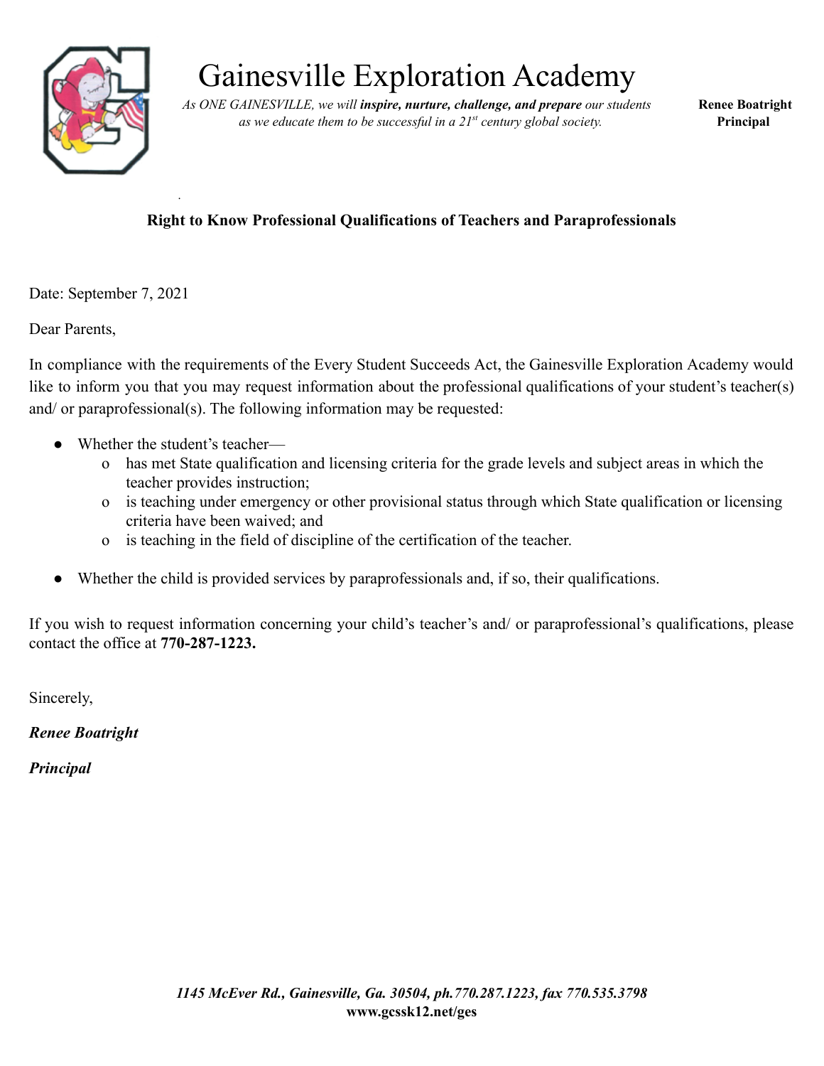# Gainesville Exploration Academy

*As ONE GAINESVILLE, we will **inspire, nurture, challenge, and prepare** our students as we educate them to be successful in a 21st century global society.*

**Renee Boatright**
**Principal**

**Right to Know Professional Qualifications of Teachers and Paraprofessionals**

Date: September 7, 2021

Dear Parents,

In compliance with the requirements of the Every Student Succeeds Act, the Gainesville Exploration Academy would like to inform you that you may request information about the professional qualifications of your student's teacher(s) and/ or paraprofessional(s). The following information may be requested:

- Whether the student's teacher—
  - o has met State qualification and licensing criteria for the grade levels and subject areas in which the teacher provides instruction;
  - o is teaching under emergency or other provisional status through which State qualification or licensing criteria have been waived; and
  - o is teaching in the field of discipline of the certification of the teacher.
- Whether the child is provided services by paraprofessionals and, if so, their qualifications.

If you wish to request information concerning your child's teacher's and/ or paraprofessional's qualifications, please contact the office at **770-287-1223.**

Sincerely,

***Renee Boatright***

***Principal***

***1145 McEver Rd., Gainesville, Ga. 30504, ph.770.287.1223, fax 770.535.3798***
**www.gcssk12.net/ges**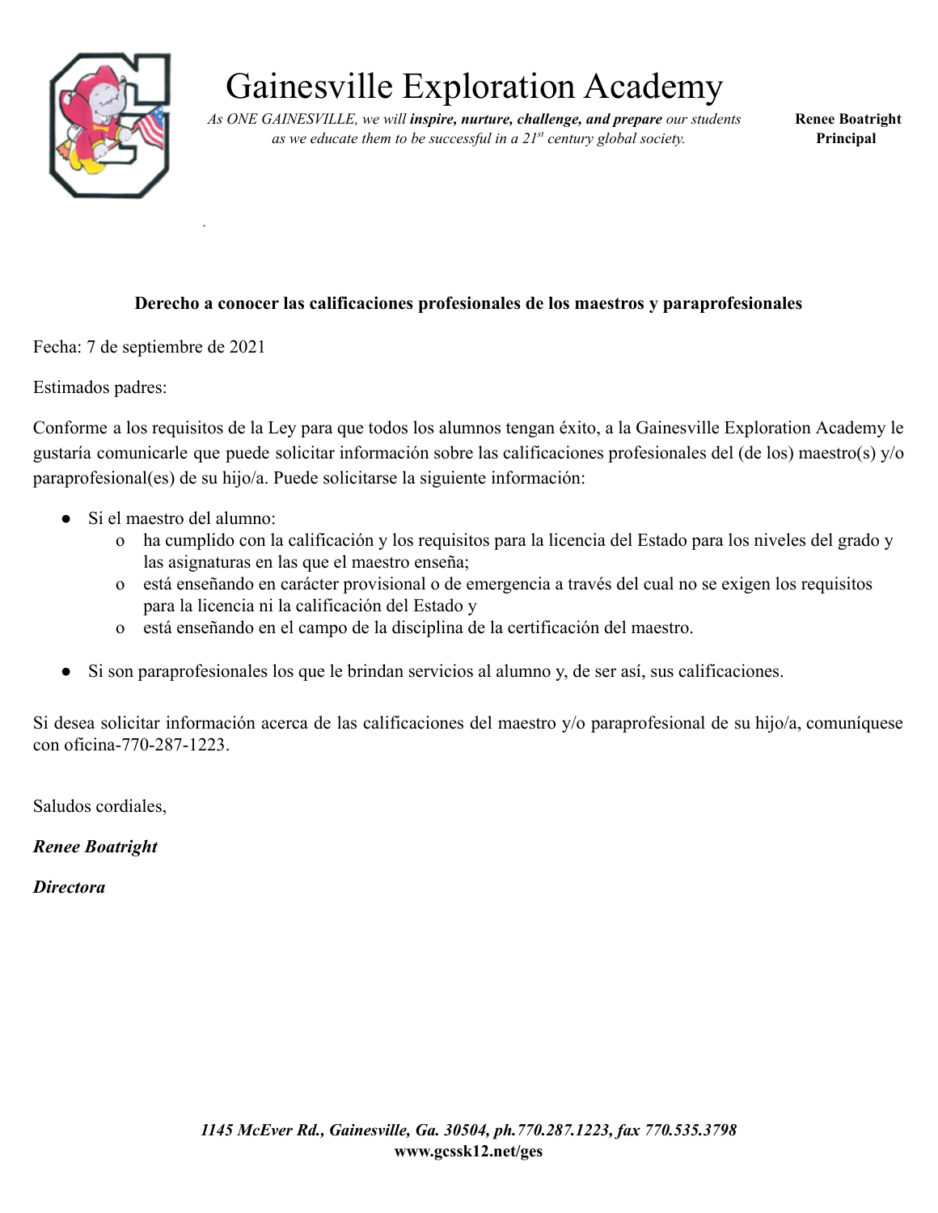# Gainesville Exploration Academy

*As ONE GAINESVILLE, we will* ***inspire, nurture, challenge, and prepare*** *our students as we educate them to be successful in a 21st century global society.*

**Renee Boatright**
**Principal**

**Derecho a conocer las calificaciones profesionales de los maestros y paraprofesionales**

Fecha: 7 de septiembre de 2021

Estimados padres:

Conforme a los requisitos de la Ley para que todos los alumnos tengan éxito, a la Gainesville Exploration Academy le gustaría comunicarle que puede solicitar información sobre las calificaciones profesionales del (de los) maestro(s) y/o paraprofesional(es) de su hijo/a. Puede solicitarse la siguiente información:

- Si el maestro del alumno:
  - ha cumplido con la calificación y los requisitos para la licencia del Estado para los niveles del grado y las asignaturas en las que el maestro enseña;
  - está enseñando en carácter provisional o de emergencia a través del cual no se exigen los requisitos para la licencia ni la calificación del Estado y
  - está enseñando en el campo de la disciplina de la certificación del maestro.

- Si son paraprofesionales los que le brindan servicios al alumno y, de ser así, sus calificaciones.

Si desea solicitar información acerca de las calificaciones del maestro y/o paraprofesional de su hijo/a, comuníquese con oficina-770-287-1223.

Saludos cordiales,

***Renee Boatright***

***Directora***

***1145 McEver Rd., Gainesville, Ga. 30504, ph.770.287.1223, fax 770.535.3798***
**www.gcssk12.net/ges**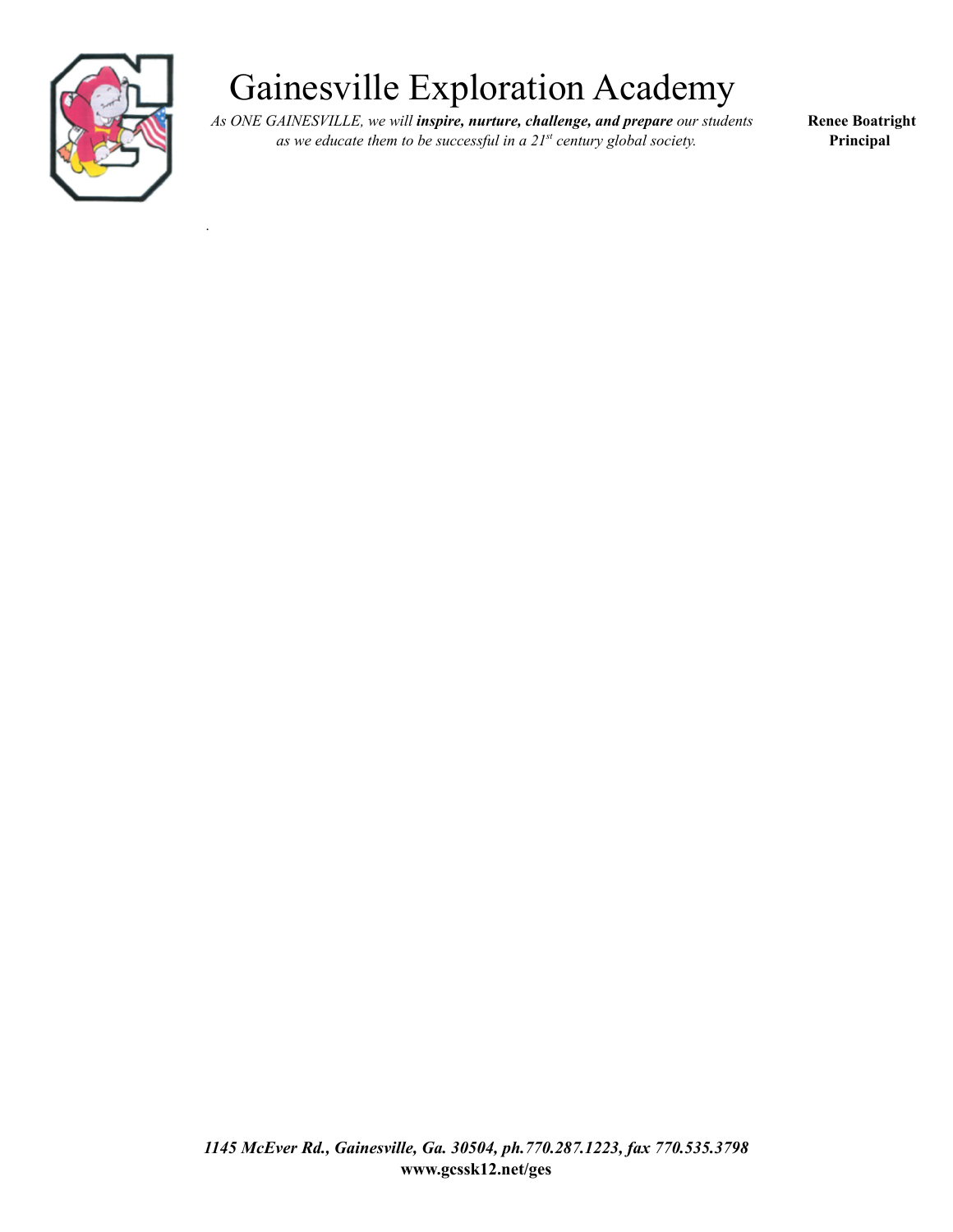# Gainesville Exploration Academy

*As ONE GAINESVILLE, we will* ***inspire, nurture, challenge, and prepare*** *our students as we educate them to be successful in a 21st century global society.*

**Renee Boatright**
**Principal**

.

***1145 McEver Rd., Gainesville, Ga. 30504, ph.770.287.1223, fax 770.535.3798***
**www.gcssk12.net/ges**